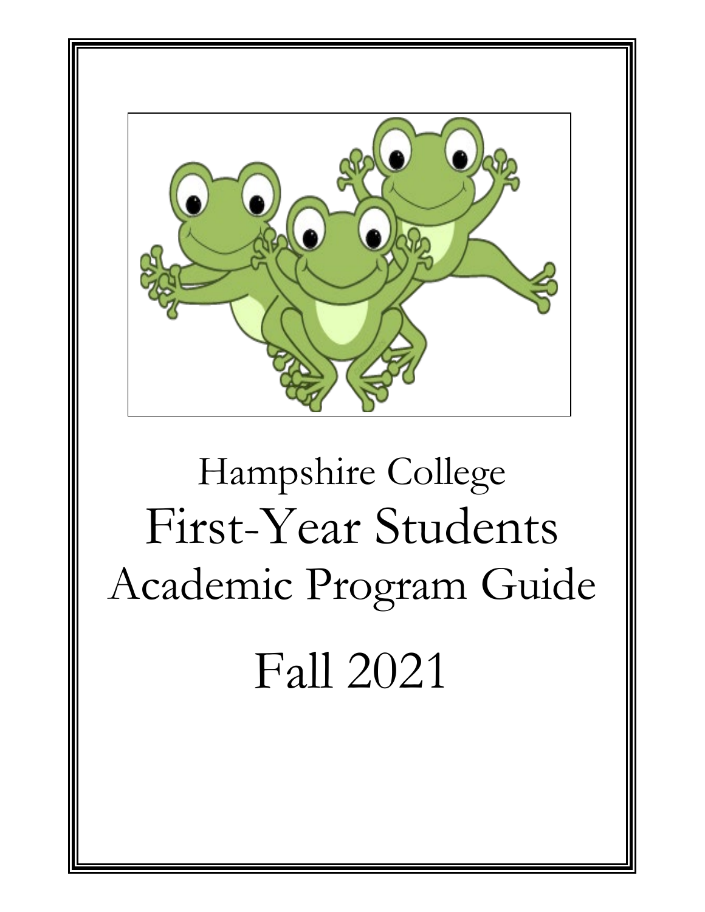# Hampshire College

# First-Year Students

# Academic Program Guide

# Fall 2021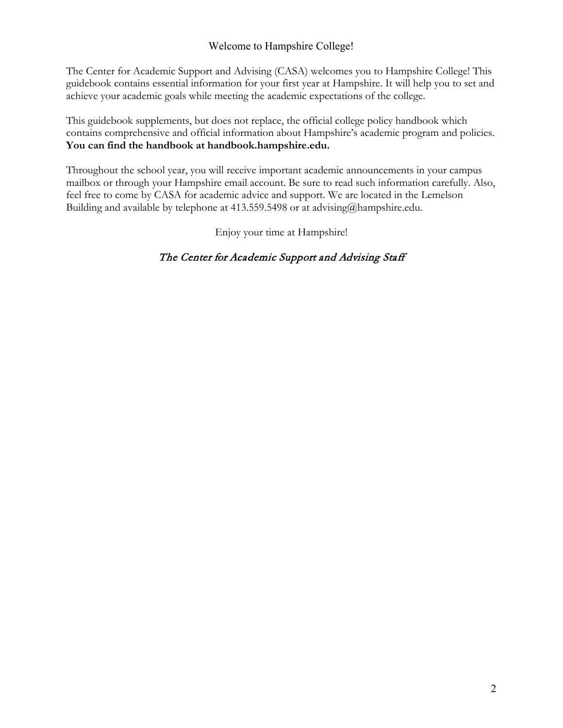# Welcome to Hampshire College!

The Center for Academic Support and Advising (CASA) welcomes you to Hampshire College! This guidebook contains essential information for your first year at Hampshire. It will help you to set and achieve your academic goals while meeting the academic expectations of the college.

This guidebook supplements, but does not replace, the official college policy handbook which contains comprehensive and official information about Hampshire's academic program and policies. **You can find the handbook at handbook.hampshire.edu.**

Throughout the school year, you will receive important academic announcements in your campus mailbox or through your Hampshire email account. Be sure to read such information carefully. Also, feel free to come by CASA for academic advice and support. We are located in the Lemelson Building and available by telephone at 413.559.5498 or at advising@hampshire.edu.

Enjoy your time at Hampshire!

*The Center for Academic Support and Advising Staff*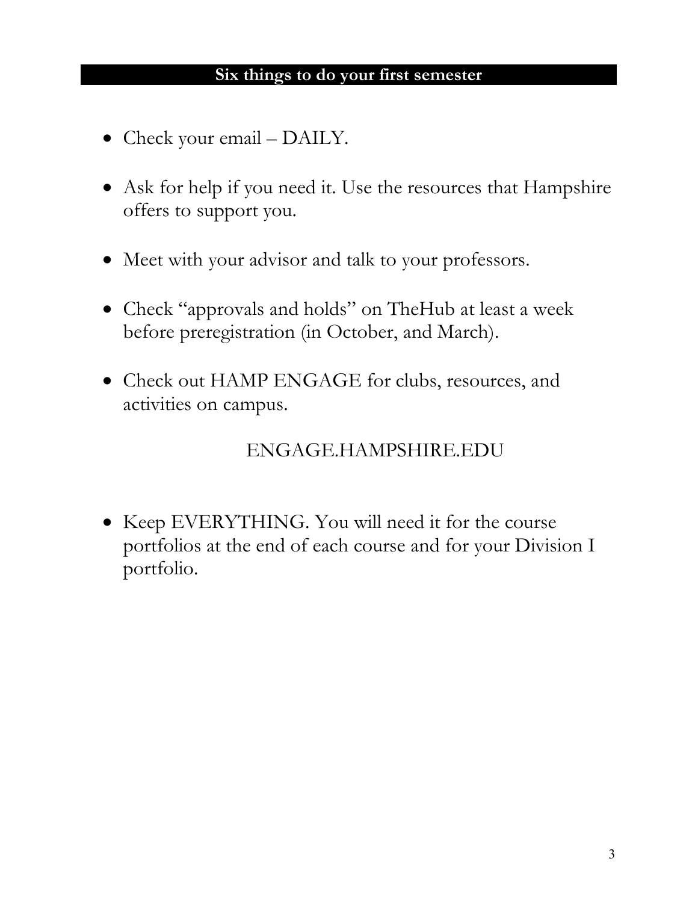## Six things to do your first semester

- Check your email – DAILY.

- Ask for help if you need it. Use the resources that Hampshire offers to support you.

- Meet with your advisor and talk to your professors.

- Check "approvals and holds" on TheHub at least a week before preregistration (in October, and March).

- Check out HAMP ENGAGE for clubs, resources, and activities on campus.

  ENGAGE.HAMPSHIRE.EDU

- Keep EVERYTHING. You will need it for the course portfolios at the end of each course and for your Division I portfolio.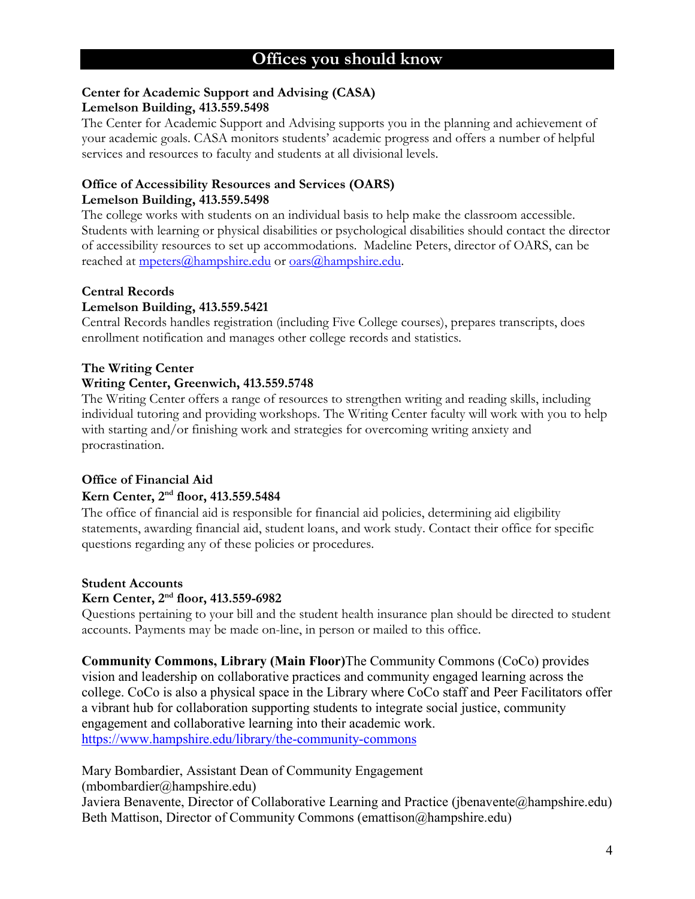## Offices you should know

**Center for Academic Support and Advising (CASA)**
**Lemelson Building, 413.559.5498**

The Center for Academic Support and Advising supports you in the planning and achievement of your academic goals. CASA monitors students' academic progress and offers a number of helpful services and resources to faculty and students at all divisional levels.

**Office of Accessibility Resources and Services (OARS)**
**Lemelson Building, 413.559.5498**

The college works with students on an individual basis to help make the classroom accessible. Students with learning or physical disabilities or psychological disabilities should contact the director of accessibility resources to set up accommodations. Madeline Peters, director of OARS, can be reached at mpeters@hampshire.edu or oars@hampshire.edu.

**Central Records**
**Lemelson Building, 413.559.5421**

Central Records handles registration (including Five College courses), prepares transcripts, does enrollment notification and manages other college records and statistics.

**The Writing Center**
**Writing Center, Greenwich, 413.559.5748**

The Writing Center offers a range of resources to strengthen writing and reading skills, including individual tutoring and providing workshops. The Writing Center faculty will work with you to help with starting and/or finishing work and strategies for overcoming writing anxiety and procrastination.

**Office of Financial Aid**
**Kern Center, 2nd floor, 413.559.5484**

The office of financial aid is responsible for financial aid policies, determining aid eligibility statements, awarding financial aid, student loans, and work study. Contact their office for specific questions regarding any of these policies or procedures.

**Student Accounts**
**Kern Center, 2nd floor, 413.559-6982**

Questions pertaining to your bill and the student health insurance plan should be directed to student accounts. Payments may be made on-line, in person or mailed to this office.

**Community Commons, Library (Main Floor)** The Community Commons (CoCo) provides vision and leadership on collaborative practices and community engaged learning across the college. CoCo is also a physical space in the Library where CoCo staff and Peer Facilitators offer a vibrant hub for collaboration supporting students to integrate social justice, community engagement and collaborative learning into their academic work.
https://www.hampshire.edu/library/the-community-commons

Mary Bombardier, Assistant Dean of Community Engagement (mbombardier@hampshire.edu)
Javiera Benavente, Director of Collaborative Learning and Practice (jbenavente@hampshire.edu)
Beth Mattison, Director of Community Commons (emattison@hampshire.edu)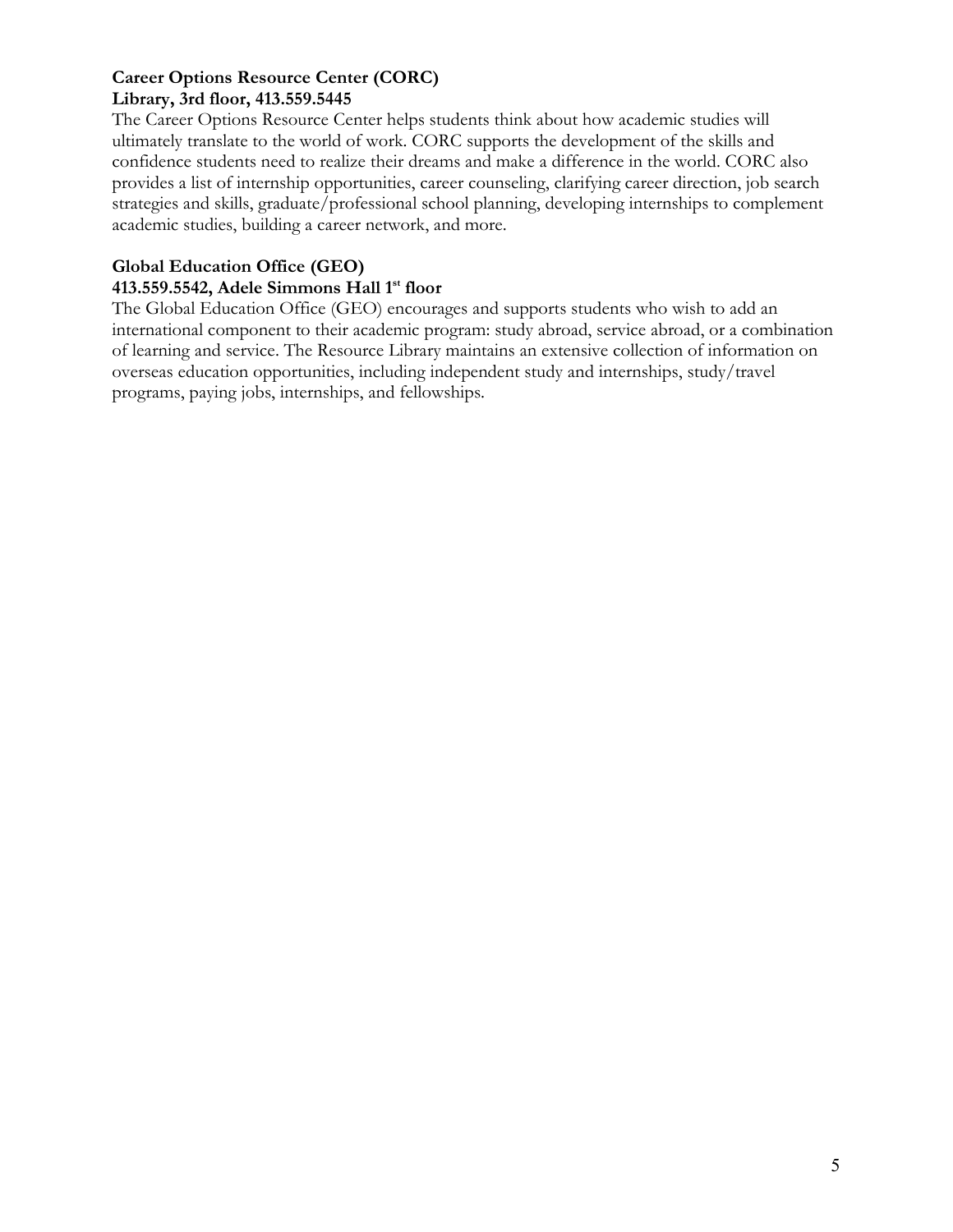**Career Options Resource Center (CORC)**
**Library, 3rd floor, 413.559.5445**

The Career Options Resource Center helps students think about how academic studies will ultimately translate to the world of work. CORC supports the development of the skills and confidence students need to realize their dreams and make a difference in the world. CORC also provides a list of internship opportunities, career counseling, clarifying career direction, job search strategies and skills, graduate/professional school planning, developing internships to complement academic studies, building a career network, and more.

**Global Education Office (GEO)**
**413.559.5542, Adele Simmons Hall 1st floor**

The Global Education Office (GEO) encourages and supports students who wish to add an international component to their academic program: study abroad, service abroad, or a combination of learning and service. The Resource Library maintains an extensive collection of information on overseas education opportunities, including independent study and internships, study/travel programs, paying jobs, internships, and fellowships.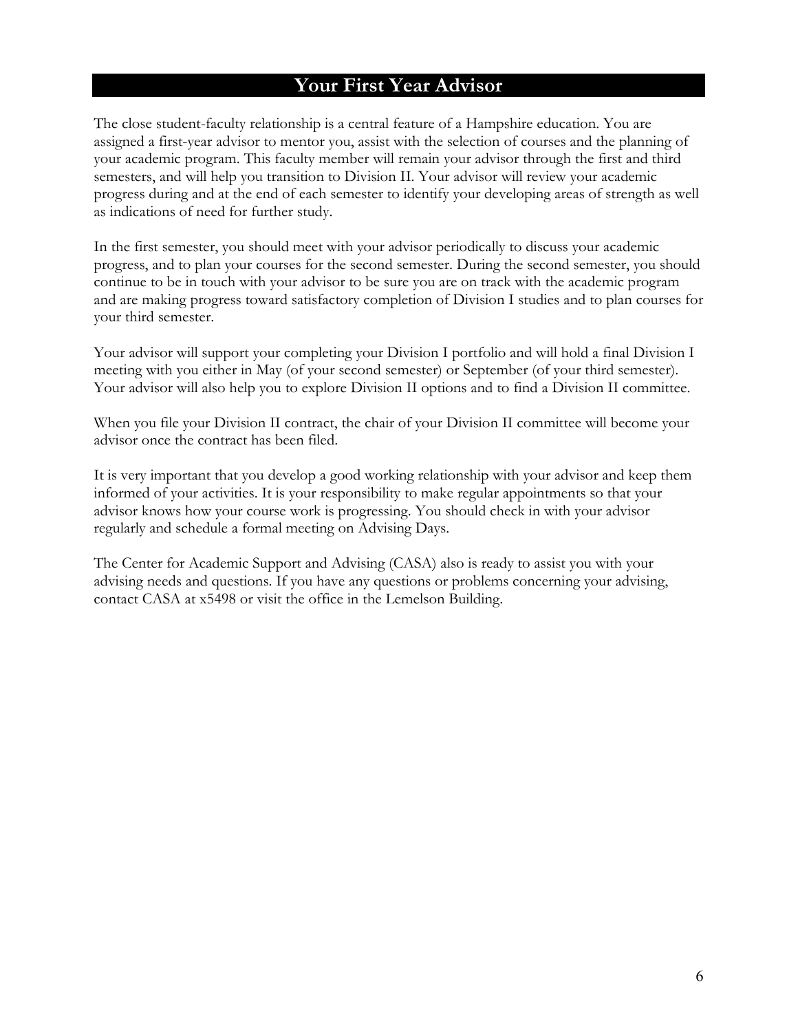# Your First Year Advisor

The close student-faculty relationship is a central feature of a Hampshire education. You are assigned a first-year advisor to mentor you, assist with the selection of courses and the planning of your academic program. This faculty member will remain your advisor through the first and third semesters, and will help you transition to Division II. Your advisor will review your academic progress during and at the end of each semester to identify your developing areas of strength as well as indications of need for further study.

In the first semester, you should meet with your advisor periodically to discuss your academic progress, and to plan your courses for the second semester. During the second semester, you should continue to be in touch with your advisor to be sure you are on track with the academic program and are making progress toward satisfactory completion of Division I studies and to plan courses for your third semester.

Your advisor will support your completing your Division I portfolio and will hold a final Division I meeting with you either in May (of your second semester) or September (of your third semester). Your advisor will also help you to explore Division II options and to find a Division II committee.

When you file your Division II contract, the chair of your Division II committee will become your advisor once the contract has been filed.

It is very important that you develop a good working relationship with your advisor and keep them informed of your activities. It is your responsibility to make regular appointments so that your advisor knows how your course work is progressing. You should check in with your advisor regularly and schedule a formal meeting on Advising Days.

The Center for Academic Support and Advising (CASA) also is ready to assist you with your advising needs and questions. If you have any questions or problems concerning your advising, contact CASA at x5498 or visit the office in the Lemelson Building.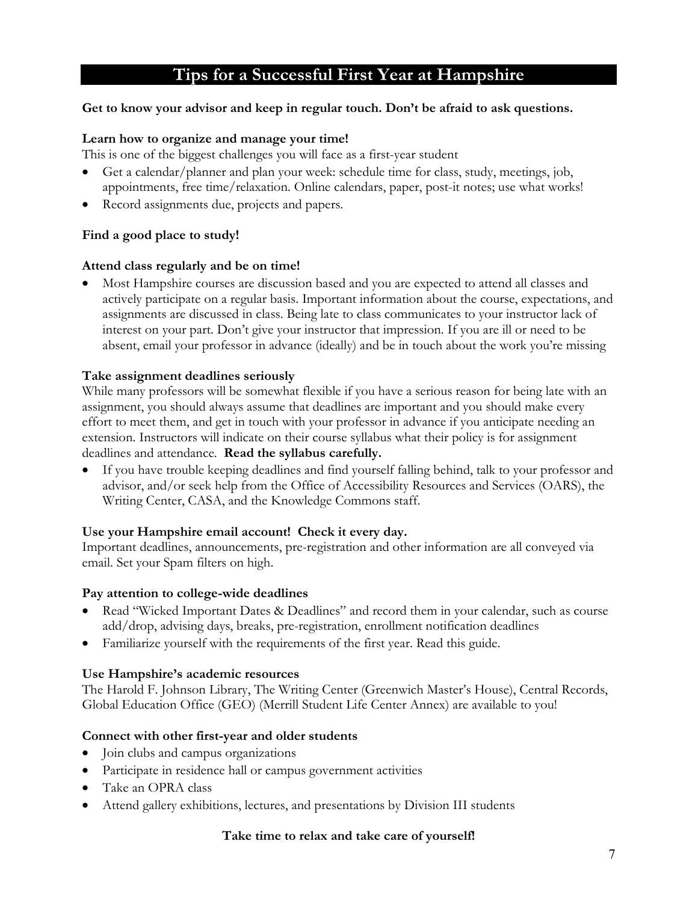# Tips for a Successful First Year at Hampshire

**Get to know your advisor and keep in regular touch. Don't be afraid to ask questions.**

**Learn how to organize and manage your time!**

This is one of the biggest challenges you will face as a first-year student

- Get a calendar/planner and plan your week: schedule time for class, study, meetings, job, appointments, free time/relaxation. Online calendars, paper, post-it notes; use what works!
- Record assignments due, projects and papers.

**Find a good place to study!**

**Attend class regularly and be on time!**

- Most Hampshire courses are discussion based and you are expected to attend all classes and actively participate on a regular basis. Important information about the course, expectations, and assignments are discussed in class. Being late to class communicates to your instructor lack of interest on your part. Don't give your instructor that impression. If you are ill or need to be absent, email your professor in advance (ideally) and be in touch about the work you're missing

**Take assignment deadlines seriously**

While many professors will be somewhat flexible if you have a serious reason for being late with an assignment, you should always assume that deadlines are important and you should make every effort to meet them, and get in touch with your professor in advance if you anticipate needing an extension. Instructors will indicate on their course syllabus what their policy is for assignment deadlines and attendance. **Read the syllabus carefully.**

- If you have trouble keeping deadlines and find yourself falling behind, talk to your professor and advisor, and/or seek help from the Office of Accessibility Resources and Services (OARS), the Writing Center, CASA, and the Knowledge Commons staff.

**Use your Hampshire email account! Check it every day.**

Important deadlines, announcements, pre-registration and other information are all conveyed via email. Set your Spam filters on high.

**Pay attention to college-wide deadlines**

- Read "Wicked Important Dates & Deadlines" and record them in your calendar, such as course add/drop, advising days, breaks, pre-registration, enrollment notification deadlines
- Familiarize yourself with the requirements of the first year. Read this guide.

**Use Hampshire's academic resources**

The Harold F. Johnson Library, The Writing Center (Greenwich Master's House), Central Records, Global Education Office (GEO) (Merrill Student Life Center Annex) are available to you!

**Connect with other first-year and older students**

- Join clubs and campus organizations
- Participate in residence hall or campus government activities
- Take an OPRA class
- Attend gallery exhibitions, lectures, and presentations by Division III students

**Take time to relax and take care of yourself!**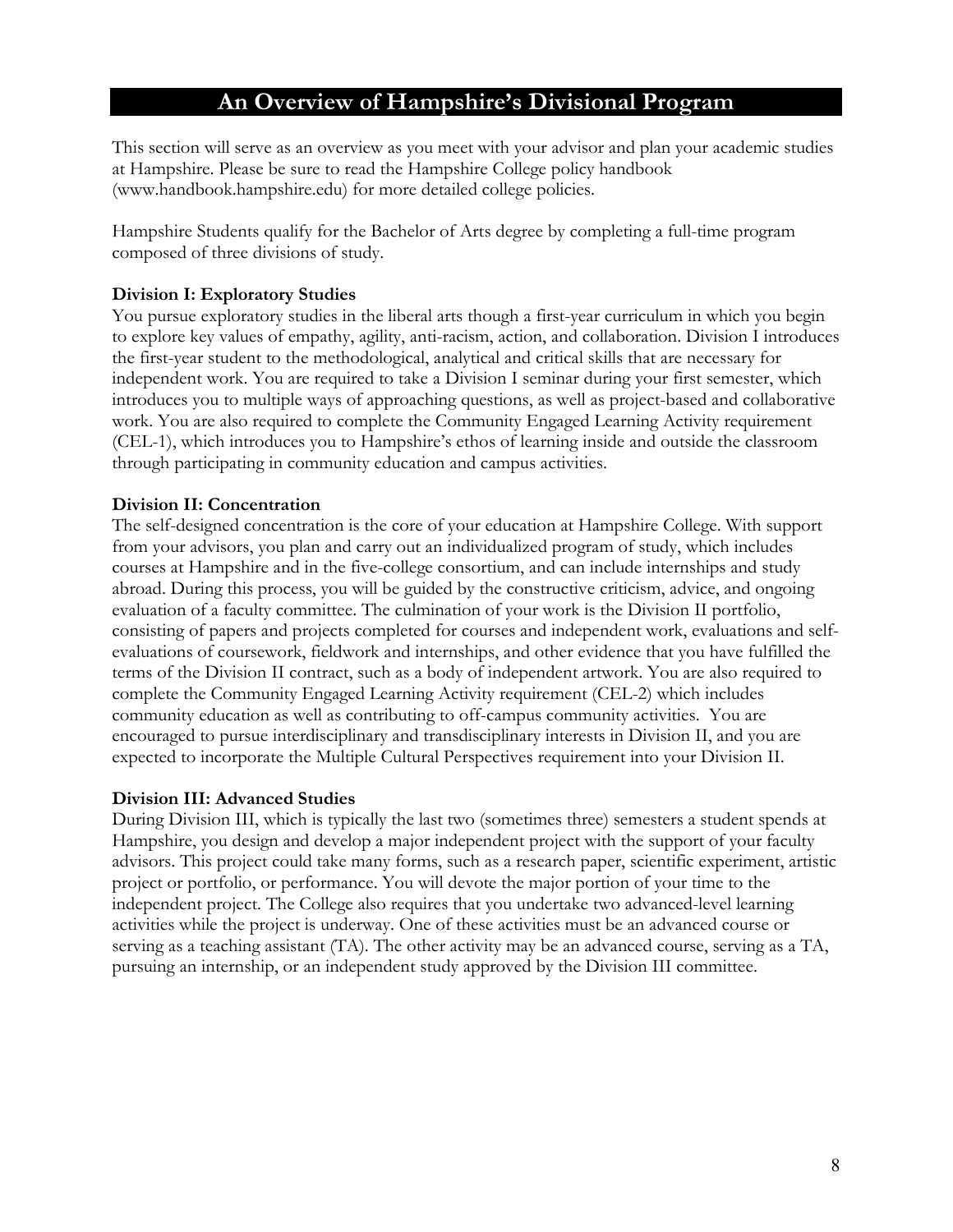# An Overview of Hampshire's Divisional Program

This section will serve as an overview as you meet with your advisor and plan your academic studies at Hampshire. Please be sure to read the Hampshire College policy handbook (www.handbook.hampshire.edu) for more detailed college policies.

Hampshire Students qualify for the Bachelor of Arts degree by completing a full-time program composed of three divisions of study.

**Division I: Exploratory Studies**

You pursue exploratory studies in the liberal arts though a first-year curriculum in which you begin to explore key values of empathy, agility, anti-racism, action, and collaboration. Division I introduces the first-year student to the methodological, analytical and critical skills that are necessary for independent work. You are required to take a Division I seminar during your first semester, which introduces you to multiple ways of approaching questions, as well as project-based and collaborative work. You are also required to complete the Community Engaged Learning Activity requirement (CEL-1), which introduces you to Hampshire's ethos of learning inside and outside the classroom through participating in community education and campus activities.

**Division II: Concentration**

The self-designed concentration is the core of your education at Hampshire College. With support from your advisors, you plan and carry out an individualized program of study, which includes courses at Hampshire and in the five-college consortium, and can include internships and study abroad. During this process, you will be guided by the constructive criticism, advice, and ongoing evaluation of a faculty committee. The culmination of your work is the Division II portfolio, consisting of papers and projects completed for courses and independent work, evaluations and self-evaluations of coursework, fieldwork and internships, and other evidence that you have fulfilled the terms of the Division II contract, such as a body of independent artwork. You are also required to complete the Community Engaged Learning Activity requirement (CEL-2) which includes community education as well as contributing to off-campus community activities. You are encouraged to pursue interdisciplinary and transdisciplinary interests in Division II, and you are expected to incorporate the Multiple Cultural Perspectives requirement into your Division II.

**Division III: Advanced Studies**

During Division III, which is typically the last two (sometimes three) semesters a student spends at Hampshire, you design and develop a major independent project with the support of your faculty advisors. This project could take many forms, such as a research paper, scientific experiment, artistic project or portfolio, or performance. You will devote the major portion of your time to the independent project. The College also requires that you undertake two advanced-level learning activities while the project is underway. One of these activities must be an advanced course or serving as a teaching assistant (TA). The other activity may be an advanced course, serving as a TA, pursuing an internship, or an independent study approved by the Division III committee.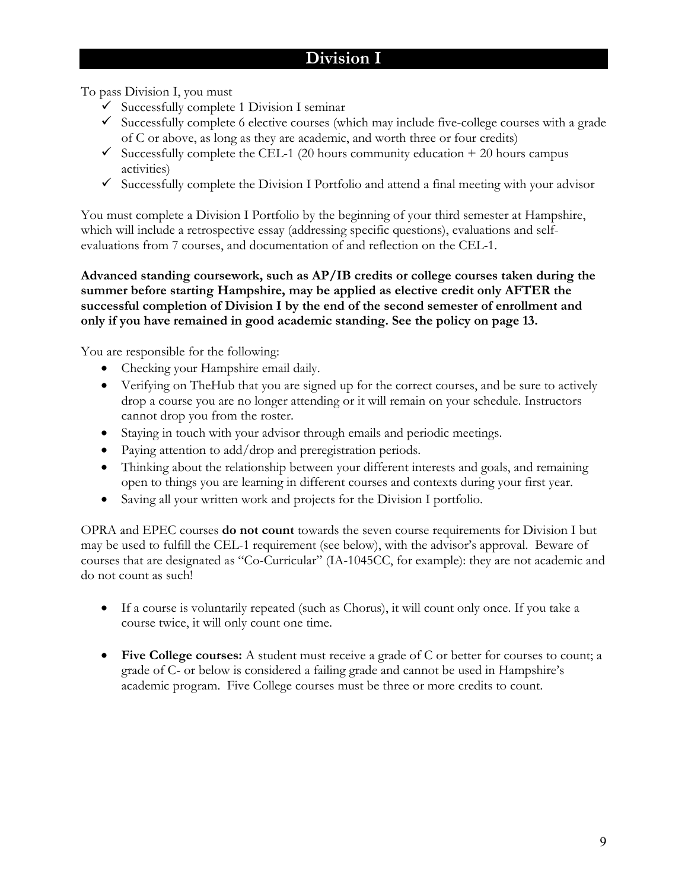# Division I

To pass Division I, you must

- ✓ Successfully complete 1 Division I seminar
- ✓ Successfully complete 6 elective courses (which may include five-college courses with a grade of C or above, as long as they are academic, and worth three or four credits)
- ✓ Successfully complete the CEL-1 (20 hours community education + 20 hours campus activities)
- ✓ Successfully complete the Division I Portfolio and attend a final meeting with your advisor

You must complete a Division I Portfolio by the beginning of your third semester at Hampshire, which will include a retrospective essay (addressing specific questions), evaluations and self-evaluations from 7 courses, and documentation of and reflection on the CEL-1.

**Advanced standing coursework, such as AP/IB credits or college courses taken during the summer before starting Hampshire, may be applied as elective credit only AFTER the successful completion of Division I by the end of the second semester of enrollment and only if you have remained in good academic standing. See the policy on page 13.**

You are responsible for the following:

- Checking your Hampshire email daily.
- Verifying on TheHub that you are signed up for the correct courses, and be sure to actively drop a course you are no longer attending or it will remain on your schedule. Instructors cannot drop you from the roster.
- Staying in touch with your advisor through emails and periodic meetings.
- Paying attention to add/drop and preregistration periods.
- Thinking about the relationship between your different interests and goals, and remaining open to things you are learning in different courses and contexts during your first year.
- Saving all your written work and projects for the Division I portfolio.

OPRA and EPEC courses **do not count** towards the seven course requirements for Division I but may be used to fulfill the CEL-1 requirement (see below), with the advisor's approval. Beware of courses that are designated as "Co-Curricular" (IA-1045CC, for example): they are not academic and do not count as such!

- If a course is voluntarily repeated (such as Chorus), it will count only once. If you take a course twice, it will only count one time.

- **Five College courses:** A student must receive a grade of C or better for courses to count; a grade of C- or below is considered a failing grade and cannot be used in Hampshire's academic program. Five College courses must be three or more credits to count.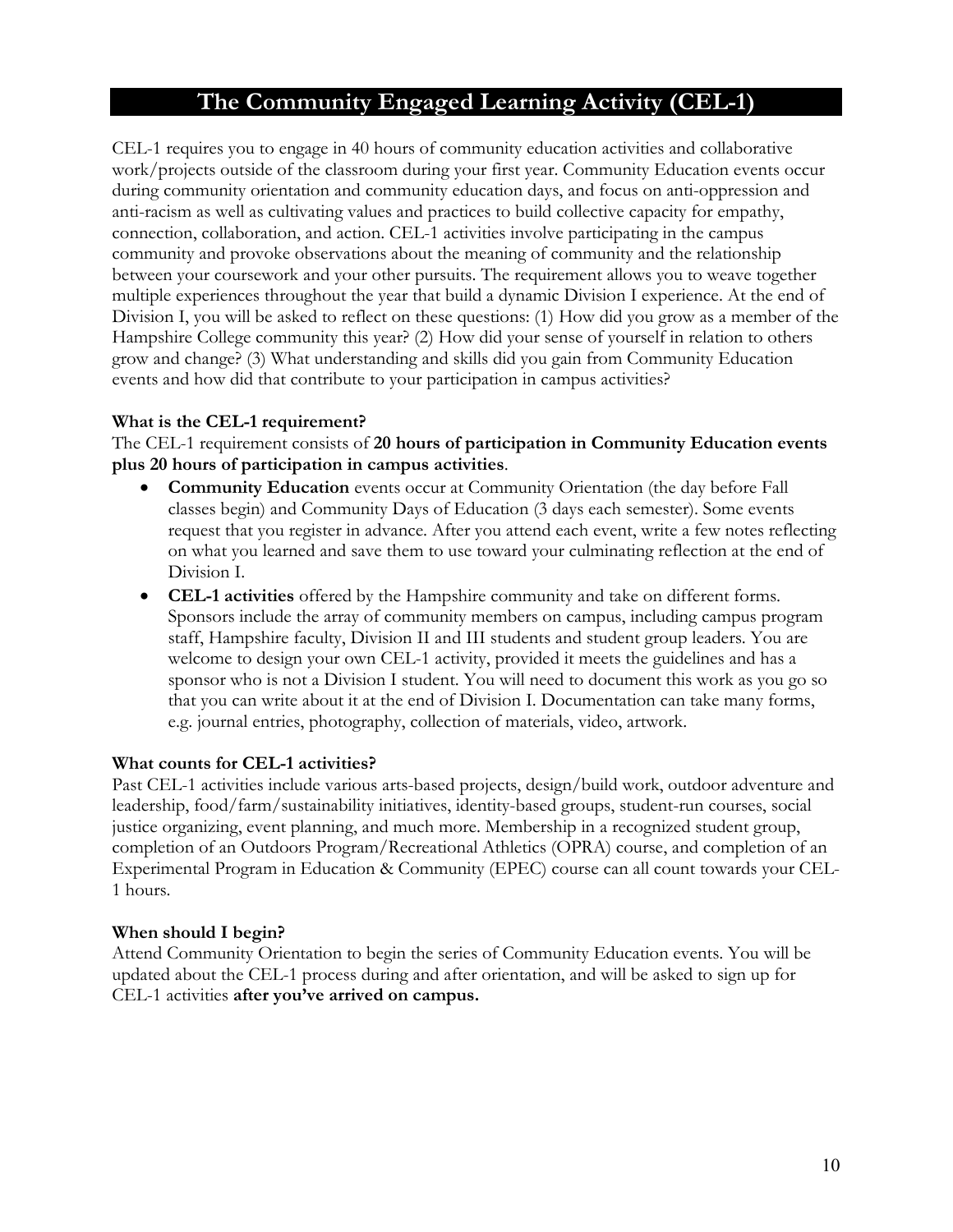# The Community Engaged Learning Activity (CEL-1)

CEL-1 requires you to engage in 40 hours of community education activities and collaborative work/projects outside of the classroom during your first year. Community Education events occur during community orientation and community education days, and focus on anti-oppression and anti-racism as well as cultivating values and practices to build collective capacity for empathy, connection, collaboration, and action. CEL-1 activities involve participating in the campus community and provoke observations about the meaning of community and the relationship between your coursework and your other pursuits. The requirement allows you to weave together multiple experiences throughout the year that build a dynamic Division I experience. At the end of Division I, you will be asked to reflect on these questions: (1) How did you grow as a member of the Hampshire College community this year? (2) How did your sense of yourself in relation to others grow and change? (3) What understanding and skills did you gain from Community Education events and how did that contribute to your participation in campus activities?

**What is the CEL-1 requirement?**

The CEL-1 requirement consists of **20 hours of participation in Community Education events plus 20 hours of participation in campus activities**.

- **Community Education** events occur at Community Orientation (the day before Fall classes begin) and Community Days of Education (3 days each semester). Some events request that you register in advance. After you attend each event, write a few notes reflecting on what you learned and save them to use toward your culminating reflection at the end of Division I.
- **CEL-1 activities** offered by the Hampshire community and take on different forms. Sponsors include the array of community members on campus, including campus program staff, Hampshire faculty, Division II and III students and student group leaders. You are welcome to design your own CEL-1 activity, provided it meets the guidelines and has a sponsor who is not a Division I student. You will need to document this work as you go so that you can write about it at the end of Division I. Documentation can take many forms, e.g. journal entries, photography, collection of materials, video, artwork.

**What counts for CEL-1 activities?**

Past CEL-1 activities include various arts-based projects, design/build work, outdoor adventure and leadership, food/farm/sustainability initiatives, identity-based groups, student-run courses, social justice organizing, event planning, and much more. Membership in a recognized student group, completion of an Outdoors Program/Recreational Athletics (OPRA) course, and completion of an Experimental Program in Education & Community (EPEC) course can all count towards your CEL-1 hours.

**When should I begin?**

Attend Community Orientation to begin the series of Community Education events. You will be updated about the CEL-1 process during and after orientation, and will be asked to sign up for CEL-1 activities **after you've arrived on campus.**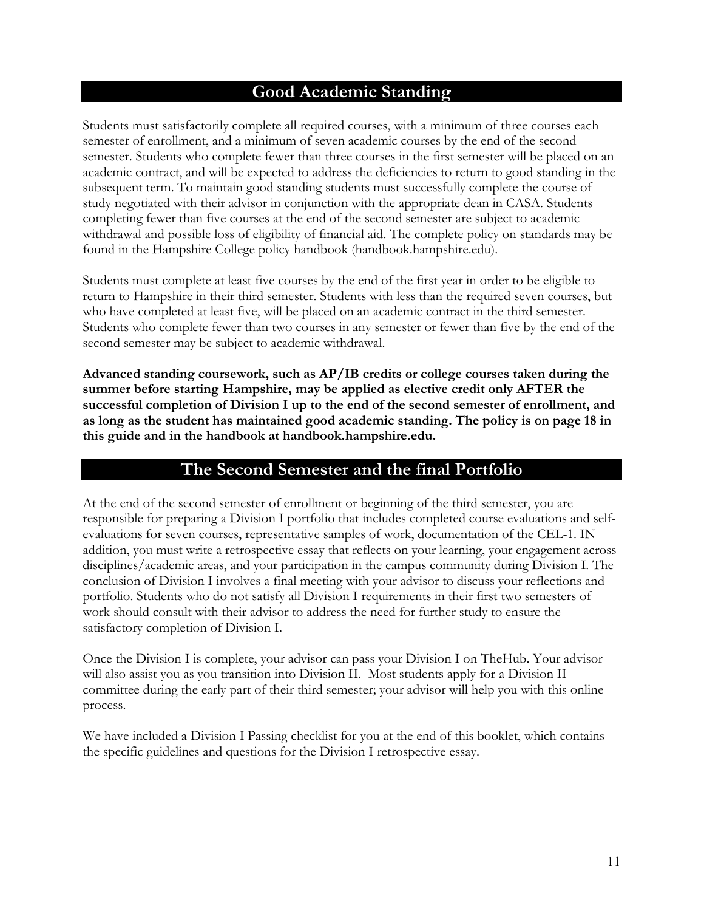## Good Academic Standing

Students must satisfactorily complete all required courses, with a minimum of three courses each semester of enrollment, and a minimum of seven academic courses by the end of the second semester. Students who complete fewer than three courses in the first semester will be placed on an academic contract, and will be expected to address the deficiencies to return to good standing in the subsequent term. To maintain good standing students must successfully complete the course of study negotiated with their advisor in conjunction with the appropriate dean in CASA. Students completing fewer than five courses at the end of the second semester are subject to academic withdrawal and possible loss of eligibility of financial aid. The complete policy on standards may be found in the Hampshire College policy handbook (handbook.hampshire.edu).

Students must complete at least five courses by the end of the first year in order to be eligible to return to Hampshire in their third semester. Students with less than the required seven courses, but who have completed at least five, will be placed on an academic contract in the third semester. Students who complete fewer than two courses in any semester or fewer than five by the end of the second semester may be subject to academic withdrawal.

**Advanced standing coursework, such as AP/IB credits or college courses taken during the summer before starting Hampshire, may be applied as elective credit only AFTER the successful completion of Division I up to the end of the second semester of enrollment, and as long as the student has maintained good academic standing. The policy is on page 18 in this guide and in the handbook at handbook.hampshire.edu.**

## The Second Semester and the final Portfolio

At the end of the second semester of enrollment or beginning of the third semester, you are responsible for preparing a Division I portfolio that includes completed course evaluations and self-evaluations for seven courses, representative samples of work, documentation of the CEL-1. IN addition, you must write a retrospective essay that reflects on your learning, your engagement across disciplines/academic areas, and your participation in the campus community during Division I. The conclusion of Division I involves a final meeting with your advisor to discuss your reflections and portfolio. Students who do not satisfy all Division I requirements in their first two semesters of work should consult with their advisor to address the need for further study to ensure the satisfactory completion of Division I.

Once the Division I is complete, your advisor can pass your Division I on TheHub. Your advisor will also assist you as you transition into Division II. Most students apply for a Division II committee during the early part of their third semester; your advisor will help you with this online process.

We have included a Division I Passing checklist for you at the end of this booklet, which contains the specific guidelines and questions for the Division I retrospective essay.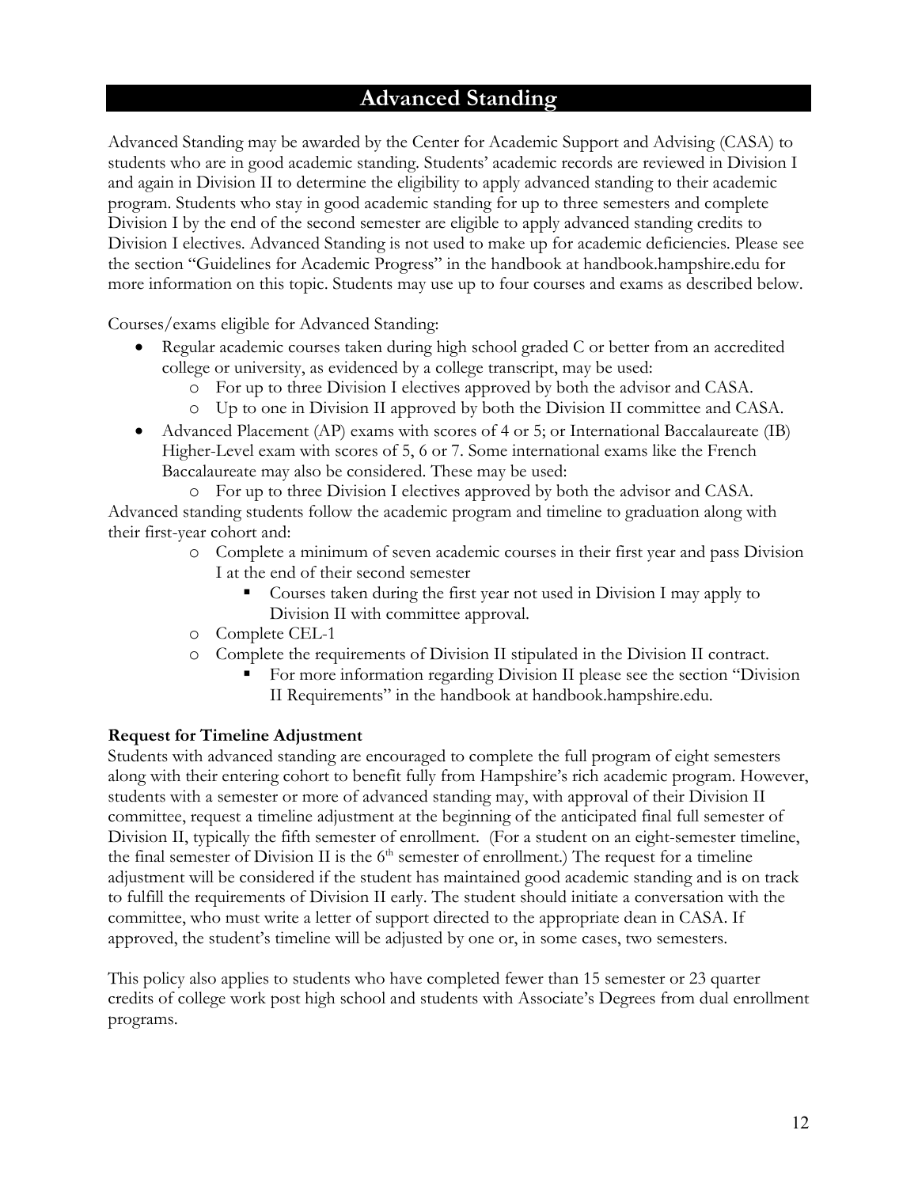# Advanced Standing

Advanced Standing may be awarded by the Center for Academic Support and Advising (CASA) to students who are in good academic standing. Students' academic records are reviewed in Division I and again in Division II to determine the eligibility to apply advanced standing to their academic program. Students who stay in good academic standing for up to three semesters and complete Division I by the end of the second semester are eligible to apply advanced standing credits to Division I electives. Advanced Standing is not used to make up for academic deficiencies. Please see the section "Guidelines for Academic Progress" in the handbook at handbook.hampshire.edu for more information on this topic. Students may use up to four courses and exams as described below.

Courses/exams eligible for Advanced Standing:

- Regular academic courses taken during high school graded C or better from an accredited college or university, as evidenced by a college transcript, may be used:
  - For up to three Division I electives approved by both the advisor and CASA.
  - Up to one in Division II approved by both the Division II committee and CASA.
- Advanced Placement (AP) exams with scores of 4 or 5; or International Baccalaureate (IB) Higher-Level exam with scores of 5, 6 or 7. Some international exams like the French Baccalaureate may also be considered. These may be used:
  - For up to three Division I electives approved by both the advisor and CASA.

Advanced standing students follow the academic program and timeline to graduation along with their first-year cohort and:

- Complete a minimum of seven academic courses in their first year and pass Division I at the end of their second semester
  - Courses taken during the first year not used in Division I may apply to Division II with committee approval.
- Complete CEL-1
- Complete the requirements of Division II stipulated in the Division II contract.
  - For more information regarding Division II please see the section "Division II Requirements" in the handbook at handbook.hampshire.edu.

**Request for Timeline Adjustment**

Students with advanced standing are encouraged to complete the full program of eight semesters along with their entering cohort to benefit fully from Hampshire's rich academic program. However, students with a semester or more of advanced standing may, with approval of their Division II committee, request a timeline adjustment at the beginning of the anticipated final full semester of Division II, typically the fifth semester of enrollment. (For a student on an eight-semester timeline, the final semester of Division II is the 6th semester of enrollment.) The request for a timeline adjustment will be considered if the student has maintained good academic standing and is on track to fulfill the requirements of Division II early. The student should initiate a conversation with the committee, who must write a letter of support directed to the appropriate dean in CASA. If approved, the student's timeline will be adjusted by one or, in some cases, two semesters.

This policy also applies to students who have completed fewer than 15 semester or 23 quarter credits of college work post high school and students with Associate's Degrees from dual enrollment programs.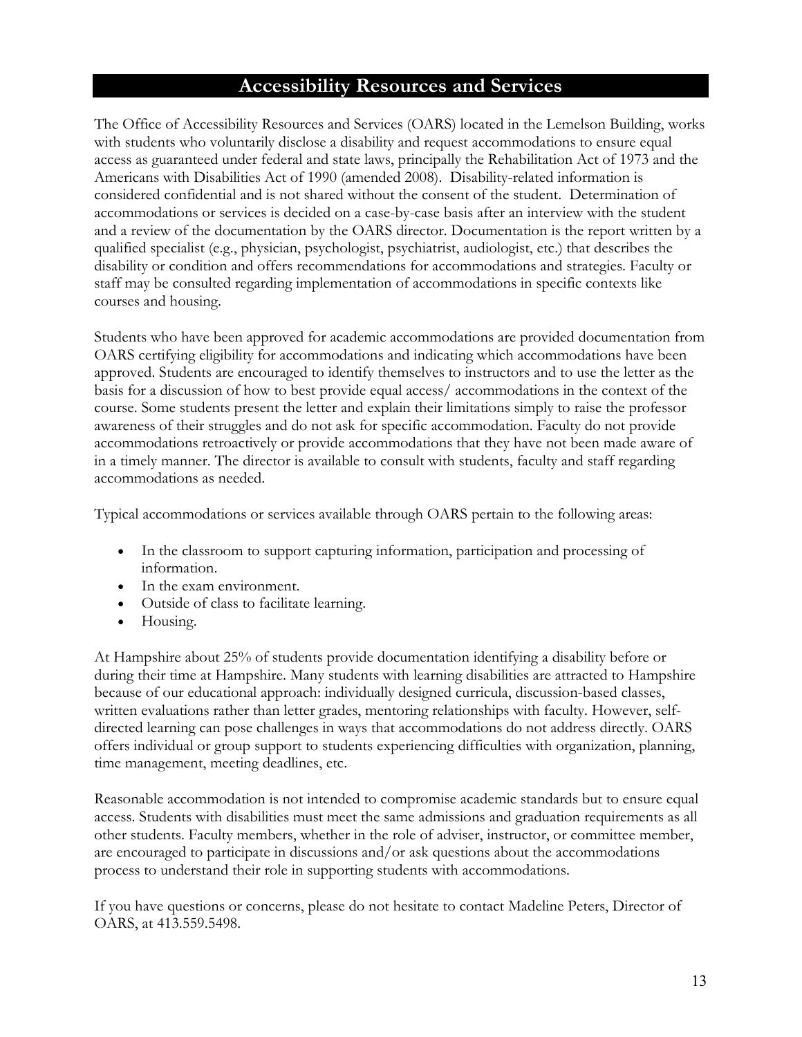## Accessibility Resources and Services

The Office of Accessibility Resources and Services (OARS) located in the Lemelson Building, works with students who voluntarily disclose a disability and request accommodations to ensure equal access as guaranteed under federal and state laws, principally the Rehabilitation Act of 1973 and the Americans with Disabilities Act of 1990 (amended 2008). Disability-related information is considered confidential and is not shared without the consent of the student. Determination of accommodations or services is decided on a case-by-case basis after an interview with the student and a review of the documentation by the OARS director. Documentation is the report written by a qualified specialist (e.g., physician, psychologist, psychiatrist, audiologist, etc.) that describes the disability or condition and offers recommendations for accommodations and strategies. Faculty or staff may be consulted regarding implementation of accommodations in specific contexts like courses and housing.

Students who have been approved for academic accommodations are provided documentation from OARS certifying eligibility for accommodations and indicating which accommodations have been approved. Students are encouraged to identify themselves to instructors and to use the letter as the basis for a discussion of how to best provide equal access/ accommodations in the context of the course. Some students present the letter and explain their limitations simply to raise the professor awareness of their struggles and do not ask for specific accommodation. Faculty do not provide accommodations retroactively or provide accommodations that they have not been made aware of in a timely manner. The director is available to consult with students, faculty and staff regarding accommodations as needed.

Typical accommodations or services available through OARS pertain to the following areas:

- In the classroom to support capturing information, participation and processing of information.
- In the exam environment.
- Outside of class to facilitate learning.
- Housing.

At Hampshire about 25% of students provide documentation identifying a disability before or during their time at Hampshire. Many students with learning disabilities are attracted to Hampshire because of our educational approach: individually designed curricula, discussion-based classes, written evaluations rather than letter grades, mentoring relationships with faculty. However, self-directed learning can pose challenges in ways that accommodations do not address directly. OARS offers individual or group support to students experiencing difficulties with organization, planning, time management, meeting deadlines, etc.

Reasonable accommodation is not intended to compromise academic standards but to ensure equal access. Students with disabilities must meet the same admissions and graduation requirements as all other students. Faculty members, whether in the role of adviser, instructor, or committee member, are encouraged to participate in discussions and/or ask questions about the accommodations process to understand their role in supporting students with accommodations.

If you have questions or concerns, please do not hesitate to contact Madeline Peters, Director of OARS, at 413.559.5498.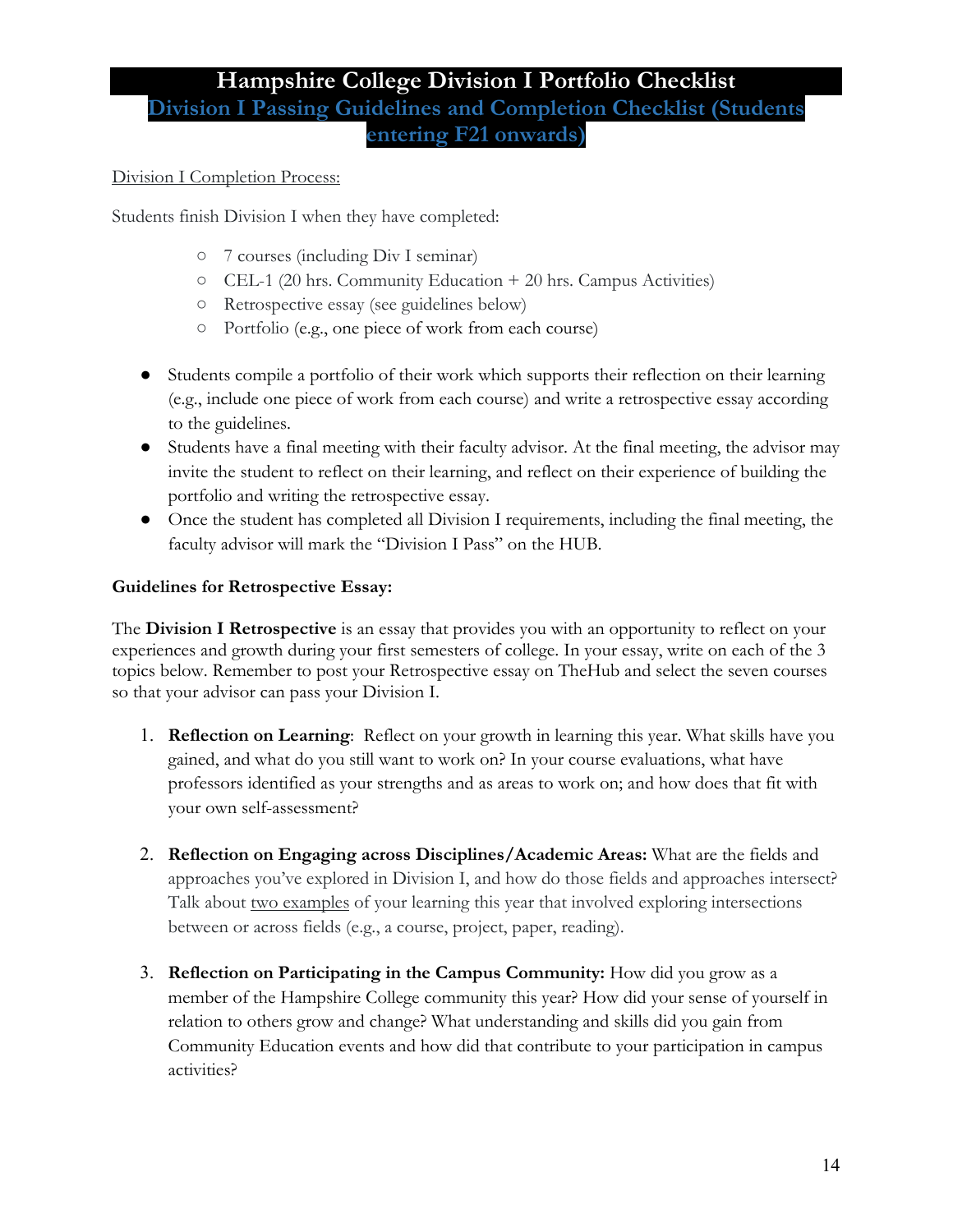# Hampshire College Division I Portfolio Checklist

## Division I Passing Guidelines and Completion Checklist (Students entering F21 onwards)

Division I Completion Process:

Students finish Division I when they have completed:

- 7 courses (including Div I seminar)
- CEL-1 (20 hrs. Community Education + 20 hrs. Campus Activities)
- Retrospective essay (see guidelines below)
- Portfolio (e.g., one piece of work from each course)

- Students compile a portfolio of their work which supports their reflection on their learning (e.g., include one piece of work from each course) and write a retrospective essay according to the guidelines.
- Students have a final meeting with their faculty advisor. At the final meeting, the advisor may invite the student to reflect on their learning, and reflect on their experience of building the portfolio and writing the retrospective essay.
- Once the student has completed all Division I requirements, including the final meeting, the faculty advisor will mark the "Division I Pass" on the HUB.

**Guidelines for Retrospective Essay:**

The **Division I Retrospective** is an essay that provides you with an opportunity to reflect on your experiences and growth during your first semesters of college. In your essay, write on each of the 3 topics below. Remember to post your Retrospective essay on TheHub and select the seven courses so that your advisor can pass your Division I.

1. **Reflection on Learning**: Reflect on your growth in learning this year. What skills have you gained, and what do you still want to work on? In your course evaluations, what have professors identified as your strengths and as areas to work on; and how does that fit with your own self-assessment?

2. **Reflection on Engaging across Disciplines/Academic Areas:** What are the fields and approaches you've explored in Division I, and how do those fields and approaches intersect? Talk about two examples of your learning this year that involved exploring intersections between or across fields (e.g., a course, project, paper, reading).

3. **Reflection on Participating in the Campus Community:** How did you grow as a member of the Hampshire College community this year? How did your sense of yourself in relation to others grow and change? What understanding and skills did you gain from Community Education events and how did that contribute to your participation in campus activities?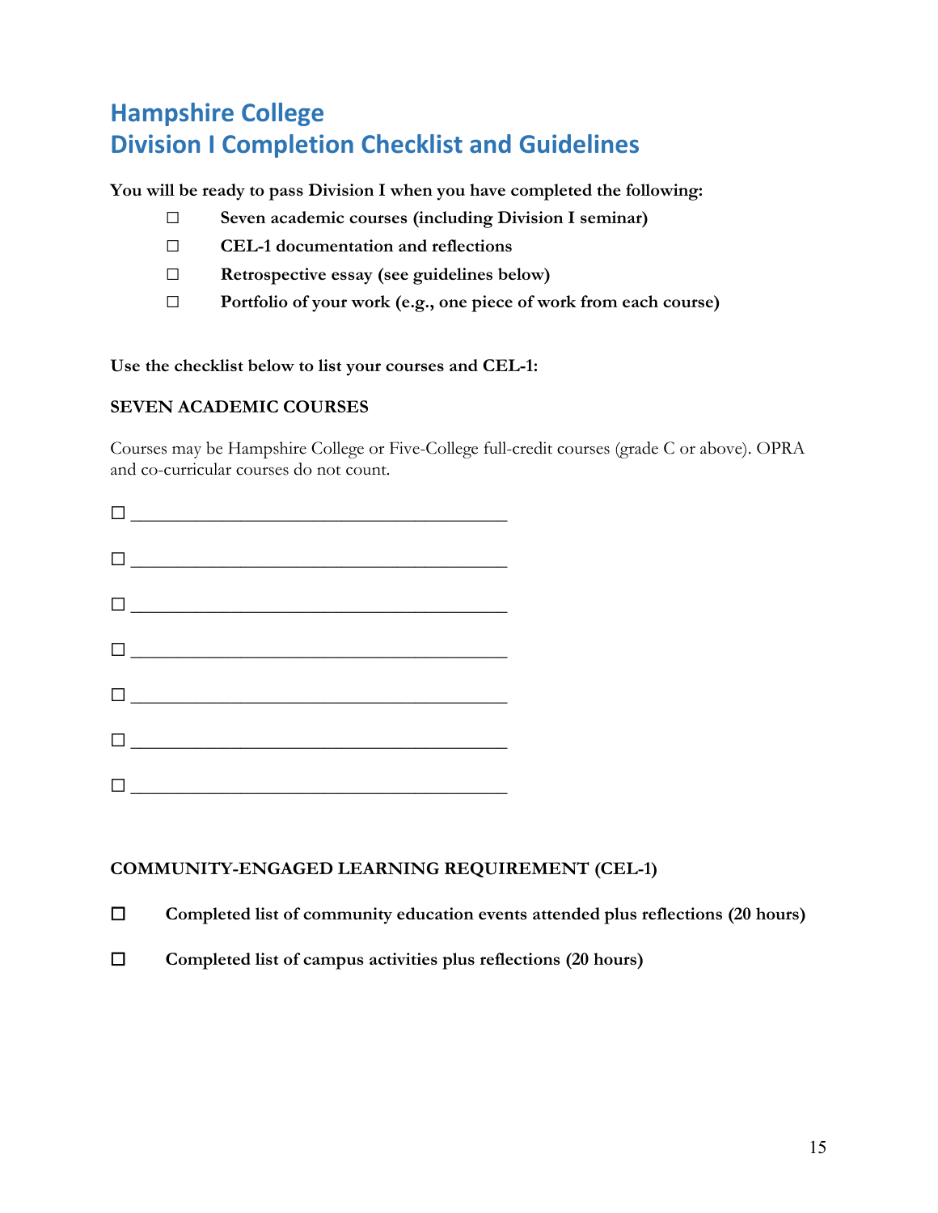# Hampshire College
# Division I Completion Checklist and Guidelines

**You will be ready to pass Division I when you have completed the following:**

- ☐ **Seven academic courses (including Division I seminar)**
- ☐ **CEL-1 documentation and reflections**
- ☐ **Retrospective essay (see guidelines below)**
- ☐ **Portfolio of your work (e.g., one piece of work from each course)**

**Use the checklist below to list your courses and CEL-1:**

**SEVEN ACADEMIC COURSES**

Courses may be Hampshire College or Five-College full-credit courses (grade C or above). OPRA and co-curricular courses do not count.

☐ ________________________________________

☐ ________________________________________

☐ ________________________________________

☐ ________________________________________

☐ ________________________________________

☐ ________________________________________

☐ ________________________________________

**COMMUNITY-ENGAGED LEARNING REQUIREMENT (CEL-1)**

☐ **Completed list of community education events attended plus reflections (20 hours)**

☐ **Completed list of campus activities plus reflections (20 hours)**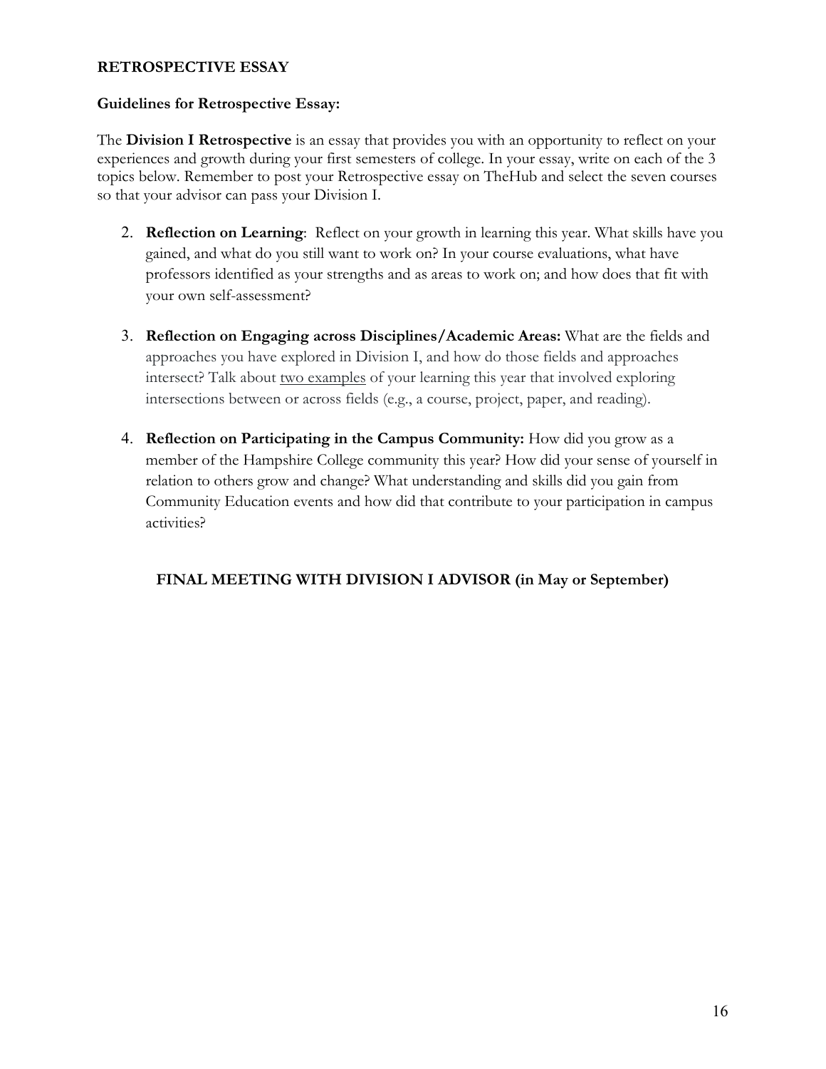**RETROSPECTIVE ESSAY**

**Guidelines for Retrospective Essay:**

The **Division I Retrospective** is an essay that provides you with an opportunity to reflect on your experiences and growth during your first semesters of college. In your essay, write on each of the 3 topics below. Remember to post your Retrospective essay on TheHub and select the seven courses so that your advisor can pass your Division I.

2. **Reflection on Learning**: Reflect on your growth in learning this year. What skills have you gained, and what do you still want to work on? In your course evaluations, what have professors identified as your strengths and as areas to work on; and how does that fit with your own self-assessment?

3. **Reflection on Engaging across Disciplines/Academic Areas:** What are the fields and approaches you have explored in Division I, and how do those fields and approaches intersect? Talk about <u>two examples</u> of your learning this year that involved exploring intersections between or across fields (e.g., a course, project, paper, and reading).

4. **Reflection on Participating in the Campus Community:** How did you grow as a member of the Hampshire College community this year? How did your sense of yourself in relation to others grow and change? What understanding and skills did you gain from Community Education events and how did that contribute to your participation in campus activities?

**FINAL MEETING WITH DIVISION I ADVISOR (in May or September)**